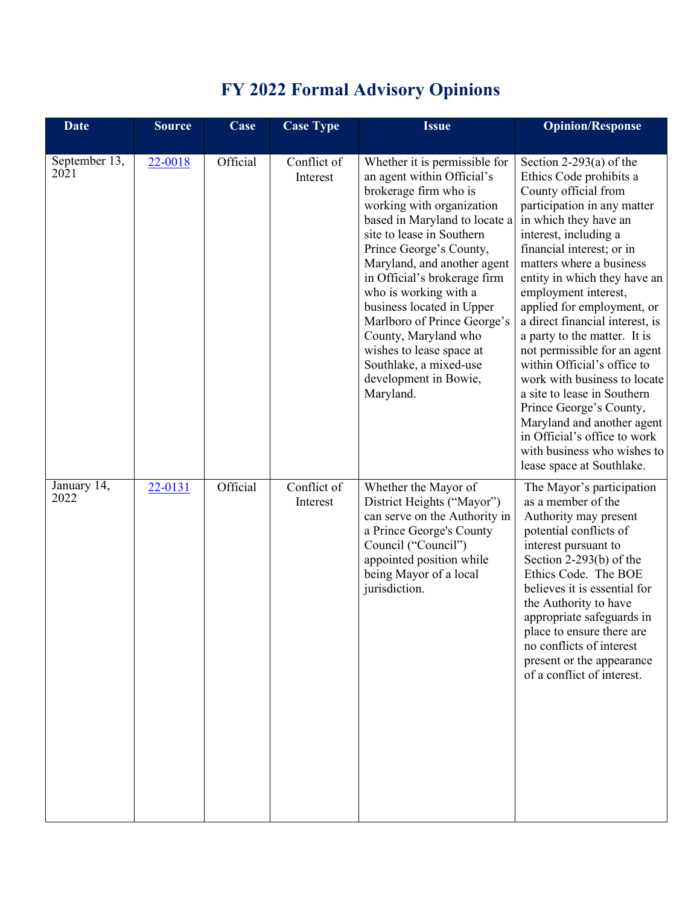# FY 2022 Formal Advisory Opinions

| Date | Source | Case | Case Type | Issue | Opinion/Response |
|---|---|---|---|---|---|
| September 13, 2021 | 22-0018 | Official | Conflict of Interest | Whether it is permissible for an agent within Official's brokerage firm who is working with organization based in Maryland to locate a site to lease in Southern Prince George's County, Maryland, and another agent in Official's brokerage firm who is working with a business located in Upper Marlboro of Prince George's County, Maryland who wishes to lease space at Southlake, a mixed-use development in Bowie, Maryland. | Section 2-293(a) of the Ethics Code prohibits a County official from participation in any matter in which they have an interest, including a financial interest; or in matters where a business entity in which they have an employment interest, applied for employment, or a direct financial interest, is a party to the matter. It is not permissible for an agent within Official's office to work with business to locate a site to lease in Southern Prince George's County, Maryland and another agent in Official's office to work with business who wishes to lease space at Southlake. |
| January 14, 2022 | 22-0131 | Official | Conflict of Interest | Whether the Mayor of District Heights ("Mayor") can serve on the Authority in a Prince George's County Council ("Council") appointed position while being Mayor of a local jurisdiction. | The Mayor's participation as a member of the Authority may present potential conflicts of interest pursuant to Section 2-293(b) of the Ethics Code. The BOE believes it is essential for the Authority to have appropriate safeguards in place to ensure there are no conflicts of interest present or the appearance of a conflict of interest. |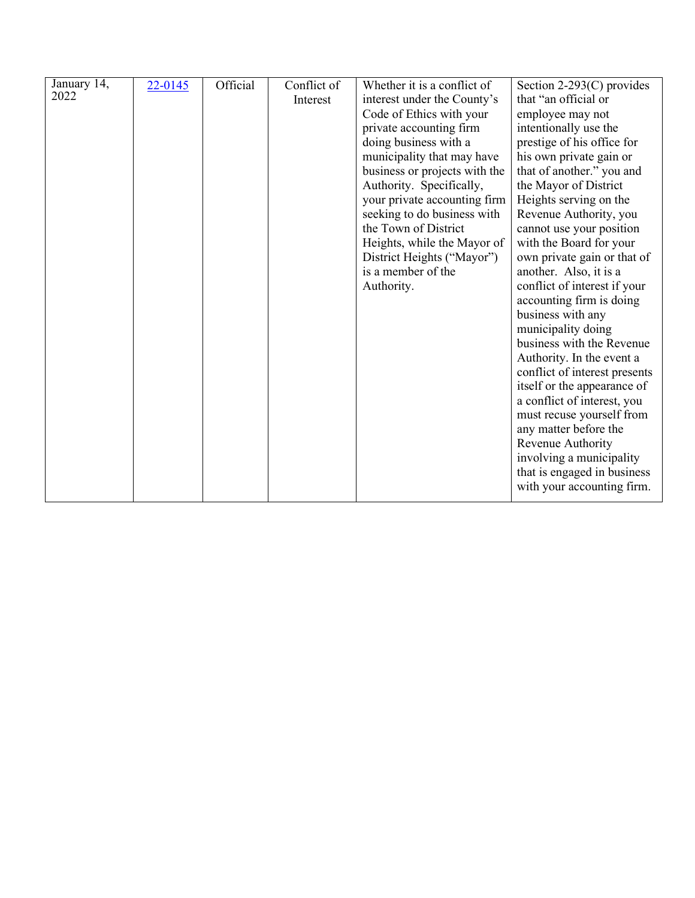| | | | | | |
|---|---|---|---|---|---|
| January 14, 2022 | 22-0145 | Official | Conflict of Interest | Whether it is a conflict of interest under the County's Code of Ethics with your private accounting firm doing business with a municipality that may have business or projects with the Authority. Specifically, your private accounting firm seeking to do business with the Town of District Heights, while the Mayor of District Heights ("Mayor") is a member of the Authority. | Section 2-293(C) provides that "an official or employee may not intentionally use the prestige of his office for his own private gain or that of another." you and the Mayor of District Heights serving on the Revenue Authority, you cannot use your position with the Board for your own private gain or that of another. Also, it is a conflict of interest if your accounting firm is doing business with any municipality doing business with the Revenue Authority. In the event a conflict of interest presents itself or the appearance of a conflict of interest, you must recuse yourself from any matter before the Revenue Authority involving a municipality that is engaged in business with your accounting firm. |